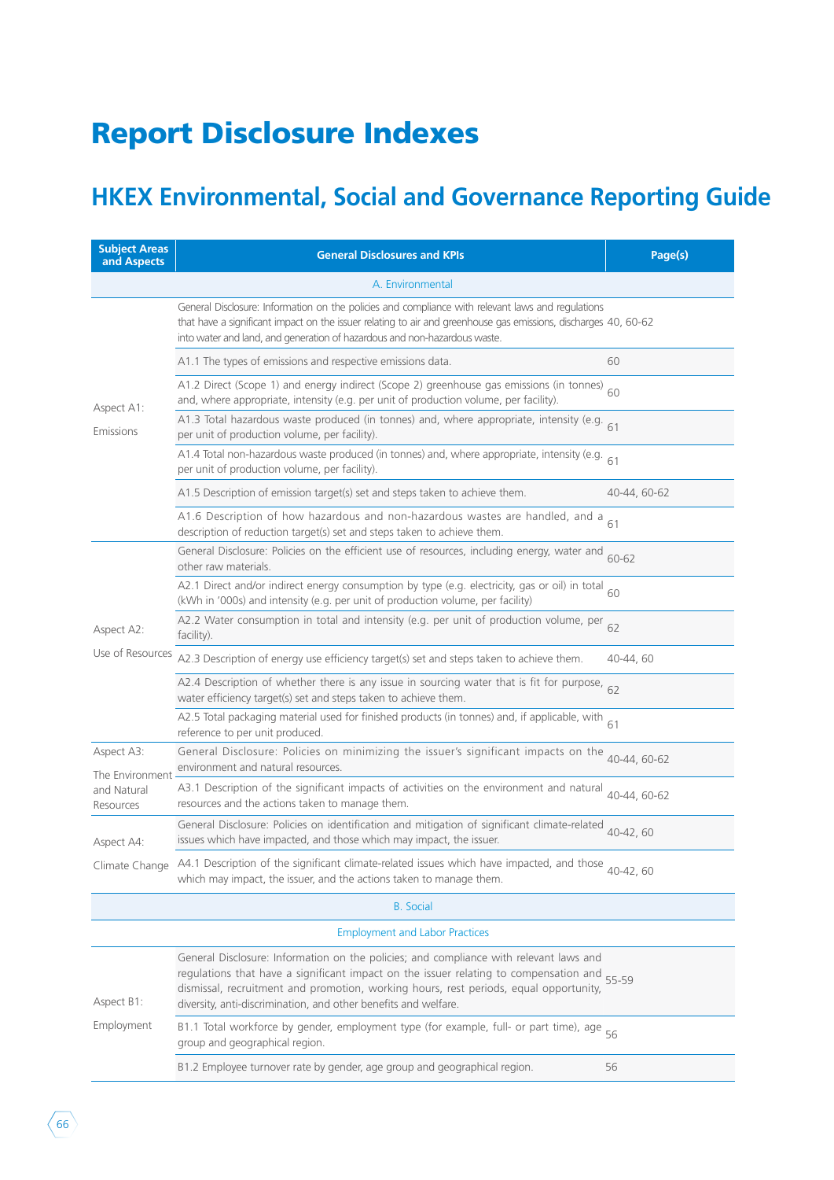# Report Disclosure Indexes

## HKEX Environmental, Social and Governance Reporting Guide

| Subject Areas and Aspects | General Disclosures and KPIs | Page(s) |
|---|---|---|
| | A. Environmental | |
| Aspect A1: Emissions | General Disclosure: Information on the policies and compliance with relevant laws and regulations that have a significant impact on the issuer relating to air and greenhouse gas emissions, discharges into water and land, and generation of hazardous and non-hazardous waste. | 40, 60-62 |
| | A1.1 The types of emissions and respective emissions data. | 60 |
| | A1.2 Direct (Scope 1) and energy indirect (Scope 2) greenhouse gas emissions (in tonnes) and, where appropriate, intensity (e.g. per unit of production volume, per facility). | 60 |
| | A1.3 Total hazardous waste produced (in tonnes) and, where appropriate, intensity (e.g. per unit of production volume, per facility). | 61 |
| | A1.4 Total non-hazardous waste produced (in tonnes) and, where appropriate, intensity (e.g. per unit of production volume, per facility). | 61 |
| | A1.5 Description of emission target(s) set and steps taken to achieve them. | 40-44, 60-62 |
| | A1.6 Description of how hazardous and non-hazardous wastes are handled, and a description of reduction target(s) set and steps taken to achieve them. | 61 |
| Aspect A2: Use of Resources | General Disclosure: Policies on the efficient use of resources, including energy, water and other raw materials. | 60-62 |
| | A2.1 Direct and/or indirect energy consumption by type (e.g. electricity, gas or oil) in total (kWh in '000s) and intensity (e.g. per unit of production volume, per facility) | 60 |
| | A2.2 Water consumption in total and intensity (e.g. per unit of production volume, per facility). | 62 |
| | A2.3 Description of energy use efficiency target(s) set and steps taken to achieve them. | 40-44, 60 |
| | A2.4 Description of whether there is any issue in sourcing water that is fit for purpose, water efficiency target(s) set and steps taken to achieve them. | 62 |
| | A2.5 Total packaging material used for finished products (in tonnes) and, if applicable, with reference to per unit produced. | 61 |
| Aspect A3: The Environment and Natural Resources | General Disclosure: Policies on minimizing the issuer's significant impacts on the environment and natural resources. | 40-44, 60-62 |
| | A3.1 Description of the significant impacts of activities on the environment and natural resources and the actions taken to manage them. | 40-44, 60-62 |
| Aspect A4: Climate Change | General Disclosure: Policies on identification and mitigation of significant climate-related issues which have impacted, and those which may impact, the issuer. | 40-42, 60 |
| | A4.1 Description of the significant climate-related issues which have impacted, and those which may impact, the issuer, and the actions taken to manage them. | 40-42, 60 |
| | B. Social | |
| | Employment and Labor Practices | |
| Aspect B1: Employment | General Disclosure: Information on the policies; and compliance with relevant laws and regulations that have a significant impact on the issuer relating to compensation and dismissal, recruitment and promotion, working hours, rest periods, equal opportunity, diversity, anti-discrimination, and other benefits and welfare. | 55-59 |
| | B1.1 Total workforce by gender, employment type (for example, full- or part time), age group and geographical region. | 56 |
| | B1.2 Employee turnover rate by gender, age group and geographical region. | 56 |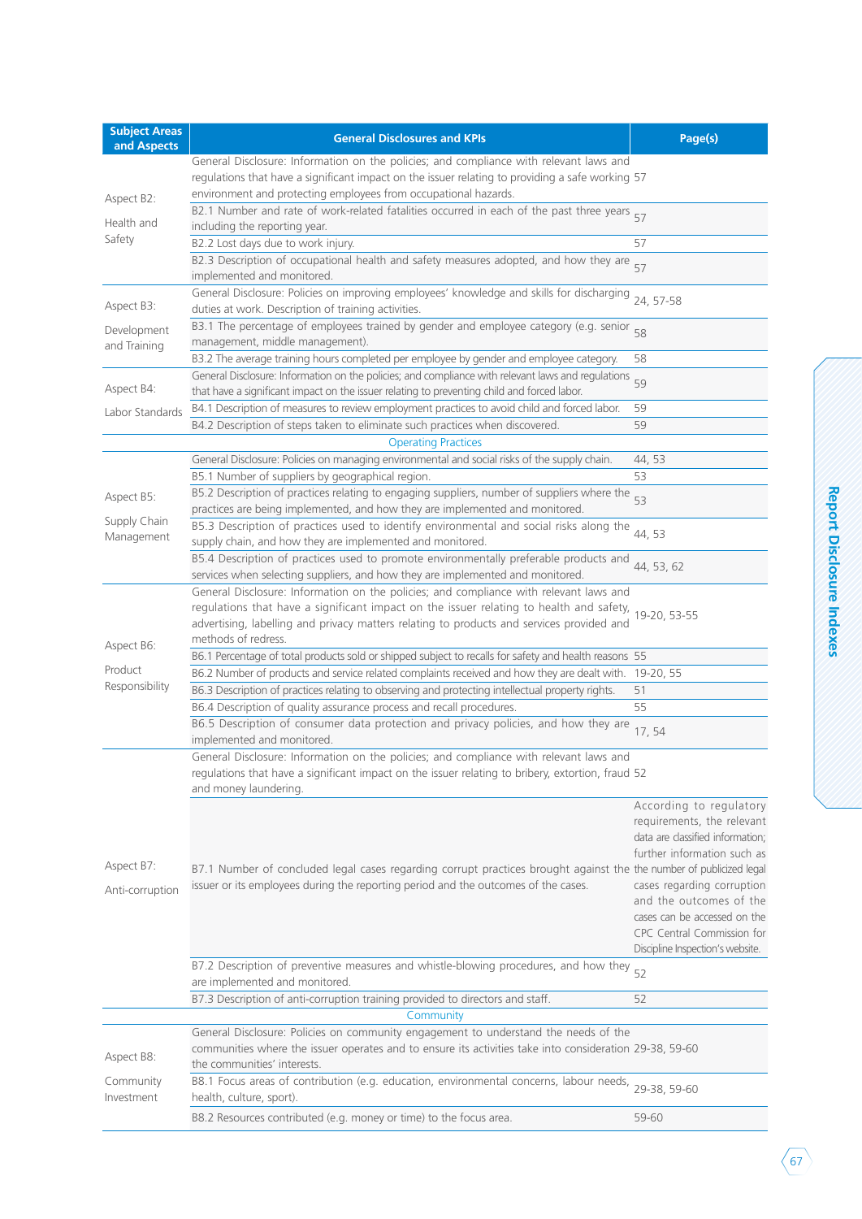| Subject Areas and Aspects | General Disclosures and KPIs | Page(s) |
|---|---|---|
| Aspect B2: Health and Safety | General Disclosure: Information on the policies; and compliance with relevant laws and regulations that have a significant impact on the issuer relating to providing a safe working environment and protecting employees from occupational hazards. | 57 |
| | B2.1 Number and rate of work-related fatalities occurred in each of the past three years including the reporting year. | 57 |
| | B2.2 Lost days due to work injury. | 57 |
| | B2.3 Description of occupational health and safety measures adopted, and how they are implemented and monitored. | 57 |
| Aspect B3: Development and Training | General Disclosure: Policies on improving employees' knowledge and skills for discharging duties at work. Description of training activities. | 24, 57-58 |
| | B3.1 The percentage of employees trained by gender and employee category (e.g. senior management, middle management). | 58 |
| | B3.2 The average training hours completed per employee by gender and employee category. | 58 |
| Aspect B4: Labor Standards | General Disclosure: Information on the policies; and compliance with relevant laws and regulations that have a significant impact on the issuer relating to preventing child and forced labor. | 59 |
| | B4.1 Description of measures to review employment practices to avoid child and forced labor. | 59 |
| | B4.2 Description of steps taken to eliminate such practices when discovered. | 59 |
| | Operating Practices | |
| Aspect B5: Supply Chain Management | General Disclosure: Policies on managing environmental and social risks of the supply chain. | 44, 53 |
| | B5.1 Number of suppliers by geographical region. | 53 |
| | B5.2 Description of practices relating to engaging suppliers, number of suppliers where the practices are being implemented, and how they are implemented and monitored. | 53 |
| | B5.3 Description of practices used to identify environmental and social risks along the supply chain, and how they are implemented and monitored. | 44, 53 |
| | B5.4 Description of practices used to promote environmentally preferable products and services when selecting suppliers, and how they are implemented and monitored. | 44, 53, 62 |
| Aspect B6: Product Responsibility | General Disclosure: Information on the policies; and compliance with relevant laws and regulations that have a significant impact on the issuer relating to health and safety, advertising, labelling and privacy matters relating to products and services provided and methods of redress. | 19-20, 53-55 |
| | B6.1 Percentage of total products sold or shipped subject to recalls for safety and health reasons | 55 |
| | B6.2 Number of products and service related complaints received and how they are dealt with. | 19-20, 55 |
| | B6.3 Description of practices relating to observing and protecting intellectual property rights. | 51 |
| | B6.4 Description of quality assurance process and recall procedures. | 55 |
| | B6.5 Description of consumer data protection and privacy policies, and how they are implemented and monitored. | 17, 54 |
| Aspect B7: Anti-corruption | General Disclosure: Information on the policies; and compliance with relevant laws and regulations that have a significant impact on the issuer relating to bribery, extortion, fraud and money laundering. | 52 |
| | B7.1 Number of concluded legal cases regarding corrupt practices brought against the issuer or its employees during the reporting period and the outcomes of the cases. | According to regulatory requirements, the relevant data are classified information; further information such as the number of publicized legal cases regarding corruption and the outcomes of the cases can be accessed on the CPC Central Commission for Discipline Inspection's website. |
| | B7.2 Description of preventive measures and whistle-blowing procedures, and how they are implemented and monitored. | 52 |
| | B7.3 Description of anti-corruption training provided to directors and staff. | 52 |
| | Community | |
| Aspect B8: Community Investment | General Disclosure: Policies on community engagement to understand the needs of the communities where the issuer operates and to ensure its activities take into consideration the communities' interests. | 29-38, 59-60 |
| | B8.1 Focus areas of contribution (e.g. education, environmental concerns, labour needs, health, culture, sport). | 29-38, 59-60 |
| | B8.2 Resources contributed (e.g. money or time) to the focus area. | 59-60 |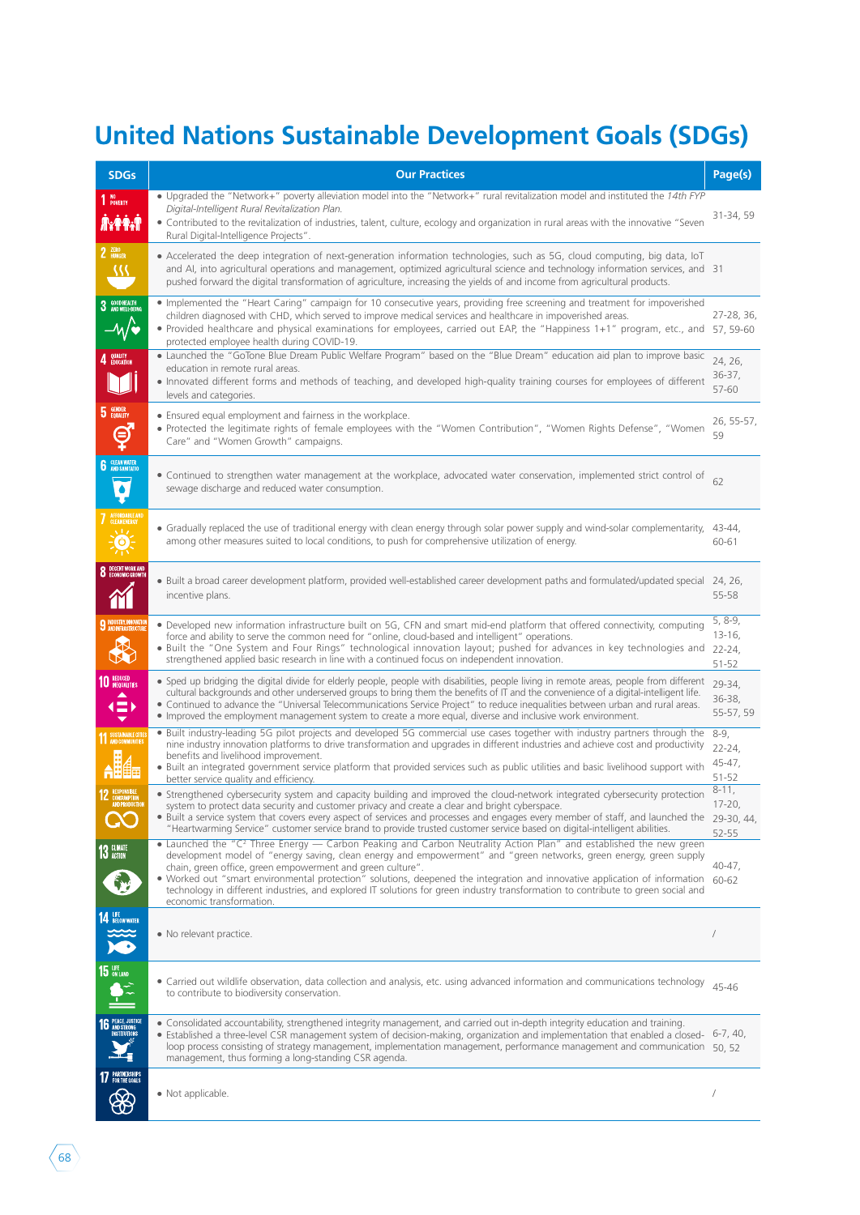# United Nations Sustainable Development Goals (SDGs)

| SDGs | Our Practices | Page(s) |
|---|---|---|
| 1 NO POVERTY | • Upgraded the "Network+" poverty alleviation model into the "Network+" rural revitalization model and instituted the *14th FYP Digital-Intelligent Rural Revitalization Plan*.<br>• Contributed to the revitalization of industries, talent, culture, ecology and organization in rural areas with the innovative "Seven Rural Digital-Intelligence Projects". | 31-34, 59 |
| 2 ZERO HUNGER | • Accelerated the deep integration of next-generation information technologies, such as 5G, cloud computing, big data, IoT and AI, into agricultural operations and management, optimized agricultural science and technology information services, and pushed forward the digital transformation of agriculture, increasing the yields of and income from agricultural products. | 31 |
| 3 GOOD HEALTH AND WELL-BEING | • Implemented the "Heart Caring" campaign for 10 consecutive years, providing free screening and treatment for impoverished children diagnosed with CHD, which served to improve medical services and healthcare in impoverished areas.<br>• Provided healthcare and physical examinations for employees, carried out EAP, the "Happiness 1+1" program, etc., and protected employee health during COVID-19. | 27-28, 36, 57, 59-60 |
| 4 QUALITY EDUCATION | • Launched the "GoTone Blue Dream Public Welfare Program" based on the "Blue Dream" education aid plan to improve basic education in remote rural areas.<br>• Innovated different forms and methods of teaching, and developed high-quality training courses for employees of different levels and categories. | 24, 26, 36-37, 57-60 |
| 5 GENDER EQUALITY | • Ensured equal employment and fairness in the workplace.<br>• Protected the legitimate rights of female employees with the "Women Contribution", "Women Rights Defense", "Women Care" and "Women Growth" campaigns. | 26, 55-57, 59 |
| 6 CLEAN WATER AND SANITATION | • Continued to strengthen water management at the workplace, advocated water conservation, implemented strict control of sewage discharge and reduced water consumption. | 62 |
| 7 AFFORDABLE AND CLEAN ENERGY | • Gradually replaced the use of traditional energy with clean energy through solar power supply and wind-solar complementarity, among other measures suited to local conditions, to push for comprehensive utilization of energy. | 43-44, 60-61 |
| 8 DECENT WORK AND ECONOMIC GROWTH | • Built a broad career development platform, provided well-established career development paths and formulated/updated special incentive plans. | 24, 26, 55-58 |
| 9 INDUSTRY, INNOVATION AND INFRASTRUCTURE | • Developed new information infrastructure built on 5G, CFN and smart mid-end platform that offered connectivity, computing force and ability to serve the common need for "online, cloud-based and intelligent" operations.<br>• Built the "One System and Four Rings" technological innovation layout; pushed for advances in key technologies and strengthened applied basic research in line with a continued focus on independent innovation. | 5, 8-9, 13-16, 22-24, 51-52 |
| 10 REDUCED INEQUALITIES | • Sped up bridging the digital divide for elderly people, people with disabilities, people living in remote areas, people from different cultural backgrounds and other underserved groups to bring them the benefits of IT and the convenience of a digital-intelligent life.<br>• Continued to advance the "Universal Telecommunications Service Project" to reduce inequalities between urban and rural areas.<br>• Improved the employment management system to create a more equal, diverse and inclusive work environment. | 29-34, 36-38, 55-57, 59 |
| 11 SUSTAINABLE CITIES AND COMMUNITIES | • Built industry-leading 5G pilot projects and developed 5G commercial use cases together with industry partners through the nine industry innovation platforms to drive transformation and upgrades in different industries and achieve cost and productivity benefits and livelihood improvement.<br>• Built an integrated government service platform that provided services such as public utilities and basic livelihood support with better service quality and efficiency. | 8-9, 22-24, 45-47, 51-52 |
| 12 RESPONSIBLE CONSUMPTION AND PRODUCTION | • Strengthened cybersecurity system and capacity building and improved the cloud-network integrated cybersecurity protection system to protect data security and customer privacy and create a clear and bright cyberspace.<br>• Built a service system that covers every aspect of services and processes and engages every member of staff, and launched the "Heartwarming Service" customer service brand to provide trusted customer service based on digital-intelligent abilities. | 8-11, 17-20, 29-30, 44, 52-55 |
| 13 CLIMATE ACTION | • Launched the "$C^2$ Three Energy — Carbon Peaking and Carbon Neutrality Action Plan" and established the new green development model of "energy saving, clean energy and empowerment" and "green networks, green energy, green supply chain, green office, green empowerment and green culture".<br>• Worked out "smart environmental protection" solutions, deepened the integration and innovative application of information technology in different industries, and explored IT solutions for green industry transformation to contribute to green social and economic transformation. | 40-47, 60-62 |
| 14 LIFE BELOW WATER | • No relevant practice. | / |
| 15 LIFE ON LAND | • Carried out wildlife observation, data collection and analysis, etc. using advanced information and communications technology to contribute to biodiversity conservation. | 45-46 |
| 16 PEACE, JUSTICE AND STRONG INSTITUTIONS | • Consolidated accountability, strengthened integrity management, and carried out in-depth integrity education and training.<br>• Established a three-level CSR management system of decision-making, organization and implementation that enabled a closed-loop process consisting of strategy management, implementation management, performance management and communication management, thus forming a long-standing CSR agenda. | 6-7, 40, 50, 52 |
| 17 PARTNERSHIPS FOR THE GOALS | • Not applicable. | / |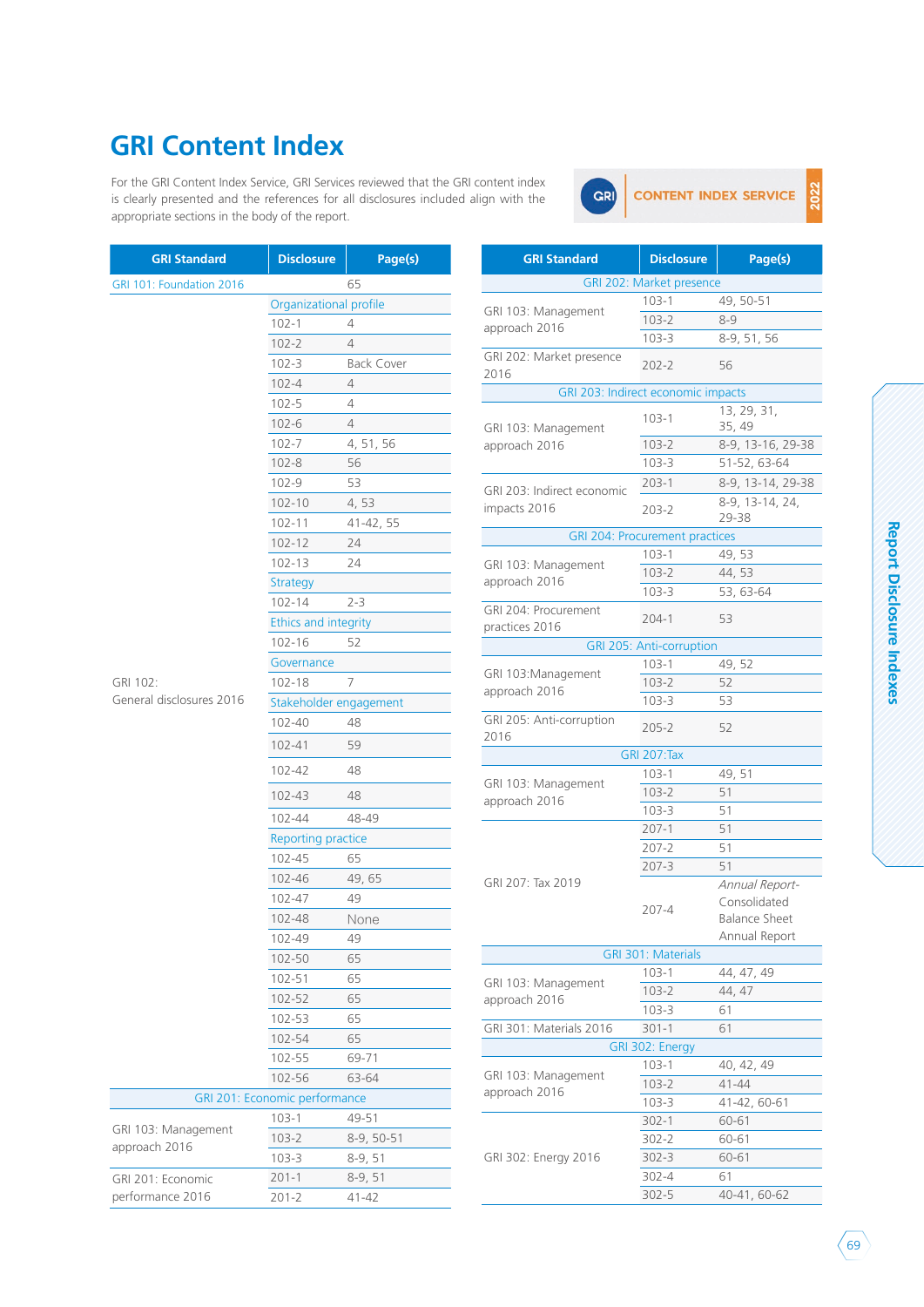# GRI Content Index

For the GRI Content Index Service, GRI Services reviewed that the GRI content index is clearly presented and the references for all disclosures included align with the appropriate sections in the body of the report.

GRI CONTENT INDEX SERVICE 2022

| GRI Standard | Disclosure | Page(s) |
|---|---|---|
| GRI 101: Foundation 2016 | | 65 |
| GRI 102: General disclosures 2016 | Organizational profile | |
| | 102-1 | 4 |
| | 102-2 | 4 |
| | 102-3 | Back Cover |
| | 102-4 | 4 |
| | 102-5 | 4 |
| | 102-6 | 4 |
| | 102-7 | 4, 51, 56 |
| | 102-8 | 56 |
| | 102-9 | 53 |
| | 102-10 | 4, 53 |
| | 102-11 | 41-42, 55 |
| | 102-12 | 24 |
| | 102-13 | 24 |
| | Strategy | |
| | 102-14 | 2-3 |
| | Ethics and integrity | |
| | 102-16 | 52 |
| | Governance | |
| | 102-18 | 7 |
| | Stakeholder engagement | |
| | 102-40 | 48 |
| | 102-41 | 59 |
| | 102-42 | 48 |
| | 102-43 | 48 |
| | 102-44 | 48-49 |
| | Reporting practice | |
| | 102-45 | 65 |
| | 102-46 | 49, 65 |
| | 102-47 | 49 |
| | 102-48 | None |
| | 102-49 | 49 |
| | 102-50 | 65 |
| | 102-51 | 65 |
| | 102-52 | 65 |
| | 102-53 | 65 |
| | 102-54 | 65 |
| | 102-55 | 69-71 |
| | 102-56 | 63-64 |
| GRI 201: Economic performance | | |
| GRI 103: Management approach 2016 | 103-1 | 49-51 |
| | 103-2 | 8-9, 50-51 |
| | 103-3 | 8-9, 51 |
| GRI 201: Economic performance 2016 | 201-1 | 8-9, 51 |
| | 201-2 | 41-42 |

| GRI Standard | Disclosure | Page(s) |
|---|---|---|
| GRI 202: Market presence | | |
| GRI 103: Management approach 2016 | 103-1 | 49, 50-51 |
| | 103-2 | 8-9 |
| | 103-3 | 8-9, 51, 56 |
| GRI 202: Market presence 2016 | 202-2 | 56 |
| GRI 203: Indirect economic impacts | | |
| GRI 103: Management approach 2016 | 103-1 | 13, 29, 31, 35, 49 |
| | 103-2 | 8-9, 13-16, 29-38 |
| | 103-3 | 51-52, 63-64 |
| GRI 203: Indirect economic impacts 2016 | 203-1 | 8-9, 13-14, 29-38 |
| | 203-2 | 8-9, 13-14, 24, 29-38 |
| GRI 204: Procurement practices | | |
| GRI 103: Management approach 2016 | 103-1 | 49, 53 |
| | 103-2 | 44, 53 |
| | 103-3 | 53, 63-64 |
| GRI 204: Procurement practices 2016 | 204-1 | 53 |
| GRI 205: Anti-corruption | | |
| GRI 103:Management approach 2016 | 103-1 | 49, 52 |
| | 103-2 | 52 |
| | 103-3 | 53 |
| GRI 205: Anti-corruption 2016 | 205-2 | 52 |
| GRI 207:Tax | | |
| GRI 103: Management approach 2016 | 103-1 | 49, 51 |
| | 103-2 | 51 |
| | 103-3 | 51 |
| GRI 207: Tax 2019 | 207-1 | 51 |
| | 207-2 | 51 |
| | 207-3 | 51 |
| | 207-4 | *Annual Report-* Consolidated Balance Sheet Annual Report |
| GRI 301: Materials | | |
| GRI 103: Management approach 2016 | 103-1 | 44, 47, 49 |
| | 103-2 | 44, 47 |
| | 103-3 | 61 |
| GRI 301: Materials 2016 | 301-1 | 61 |
| GRI 302: Energy | | |
| GRI 103: Management approach 2016 | 103-1 | 40, 42, 49 |
| | 103-2 | 41-44 |
| | 103-3 | 41-42, 60-61 |
| GRI 302: Energy 2016 | 302-1 | 60-61 |
| | 302-2 | 60-61 |
| | 302-3 | 60-61 |
| | 302-4 | 61 |
| | 302-5 | 40-41, 60-62 |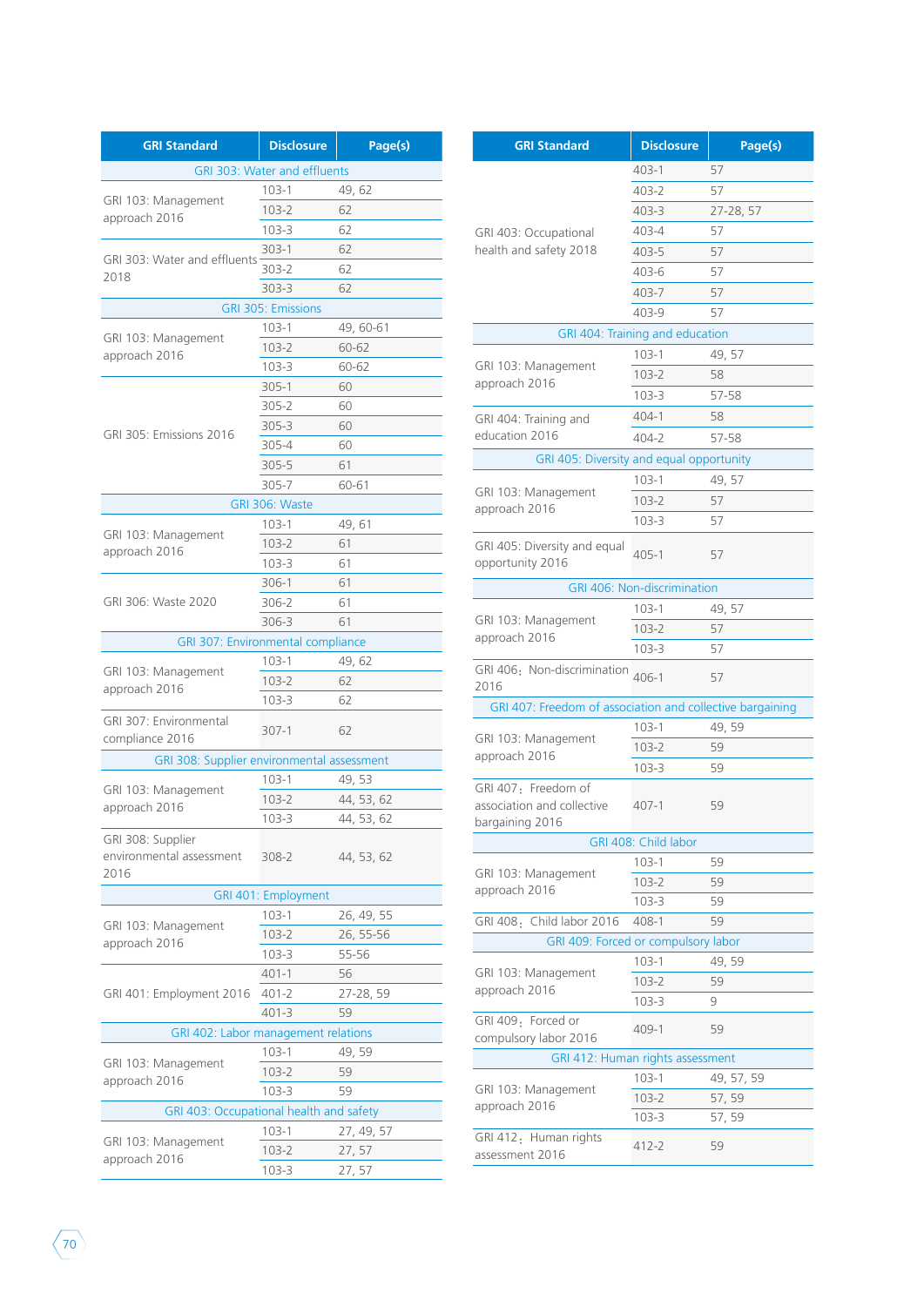| GRI Standard | Disclosure | Page(s) |
|---|---|---|
| GRI 303: Water and effluents | | |
| GRI 103: Management approach 2016 | 103-1 | 49, 62 |
| | 103-2 | 62 |
| | 103-3 | 62 |
| GRI 303: Water and effluents 2018 | 303-1 | 62 |
| | 303-2 | 62 |
| | 303-3 | 62 |
| GRI 305: Emissions | | |
| GRI 103: Management approach 2016 | 103-1 | 49, 60-61 |
| | 103-2 | 60-62 |
| | 103-3 | 60-62 |
| GRI 305: Emissions 2016 | 305-1 | 60 |
| | 305-2 | 60 |
| | 305-3 | 60 |
| | 305-4 | 60 |
| | 305-5 | 61 |
| | 305-7 | 60-61 |
| GRI 306: Waste | | |
| GRI 103: Management approach 2016 | 103-1 | 49, 61 |
| | 103-2 | 61 |
| | 103-3 | 61 |
| GRI 306: Waste 2020 | 306-1 | 61 |
| | 306-2 | 61 |
| | 306-3 | 61 |
| GRI 307: Environmental compliance | | |
| GRI 103: Management approach 2016 | 103-1 | 49, 62 |
| | 103-2 | 62 |
| | 103-3 | 62 |
| GRI 307: Environmental compliance 2016 | 307-1 | 62 |
| GRI 308: Supplier environmental assessment | | |
| GRI 103: Management approach 2016 | 103-1 | 49, 53 |
| | 103-2 | 44, 53, 62 |
| | 103-3 | 44, 53, 62 |
| GRI 308: Supplier environmental assessment 2016 | 308-2 | 44, 53, 62 |
| GRI 401: Employment | | |
| GRI 103: Management approach 2016 | 103-1 | 26, 49, 55 |
| | 103-2 | 26, 55-56 |
| | 103-3 | 55-56 |
| GRI 401: Employment 2016 | 401-1 | 56 |
| | 401-2 | 27-28, 59 |
| | 401-3 | 59 |
| GRI 402: Labor management relations | | |
| GRI 103: Management approach 2016 | 103-1 | 49, 59 |
| | 103-2 | 59 |
| | 103-3 | 59 |
| GRI 403: Occupational health and safety | | |
| GRI 103: Management approach 2016 | 103-1 | 27, 49, 57 |
| | 103-2 | 27, 57 |
| | 103-3 | 27, 57 |

| GRI Standard | Disclosure | Page(s) |
|---|---|---|
| GRI 403: Occupational health and safety 2018 | 403-1 | 57 |
| | 403-2 | 57 |
| | 403-3 | 27-28, 57 |
| | 403-4 | 57 |
| | 403-5 | 57 |
| | 403-6 | 57 |
| | 403-7 | 57 |
| | 403-9 | 57 |
| GRI 404: Training and education | | |
| GRI 103: Management approach 2016 | 103-1 | 49, 57 |
| | 103-2 | 58 |
| | 103-3 | 57-58 |
| GRI 404: Training and education 2016 | 404-1 | 58 |
| | 404-2 | 57-58 |
| GRI 405: Diversity and equal opportunity | | |
| GRI 103: Management approach 2016 | 103-1 | 49, 57 |
| | 103-2 | 57 |
| | 103-3 | 57 |
| GRI 405: Diversity and equal opportunity 2016 | 405-1 | 57 |
| GRI 406: Non-discrimination | | |
| GRI 103: Management approach 2016 | 103-1 | 49, 57 |
| | 103-2 | 57 |
| | 103-3 | 57 |
| GRI 406：Non-discrimination 2016 | 406-1 | 57 |
| GRI 407: Freedom of association and collective bargaining | | |
| GRI 103: Management approach 2016 | 103-1 | 49, 59 |
| | 103-2 | 59 |
| | 103-3 | 59 |
| GRI 407：Freedom of association and collective bargaining 2016 | 407-1 | 59 |
| GRI 408: Child labor | | |
| GRI 103: Management approach 2016 | 103-1 | 59 |
| | 103-2 | 59 |
| | 103-3 | 59 |
| GRI 408：Child labor 2016 | 408-1 | 59 |
| GRI 409: Forced or compulsory labor | | |
| GRI 103: Management approach 2016 | 103-1 | 49, 59 |
| | 103-2 | 59 |
| | 103-3 | 9 |
| GRI 409：Forced or compulsory labor 2016 | 409-1 | 59 |
| GRI 412: Human rights assessment | | |
| GRI 103: Management approach 2016 | 103-1 | 49, 57, 59 |
| | 103-2 | 57, 59 |
| | 103-3 | 57, 59 |
| GRI 412：Human rights assessment 2016 | 412-2 | 59 |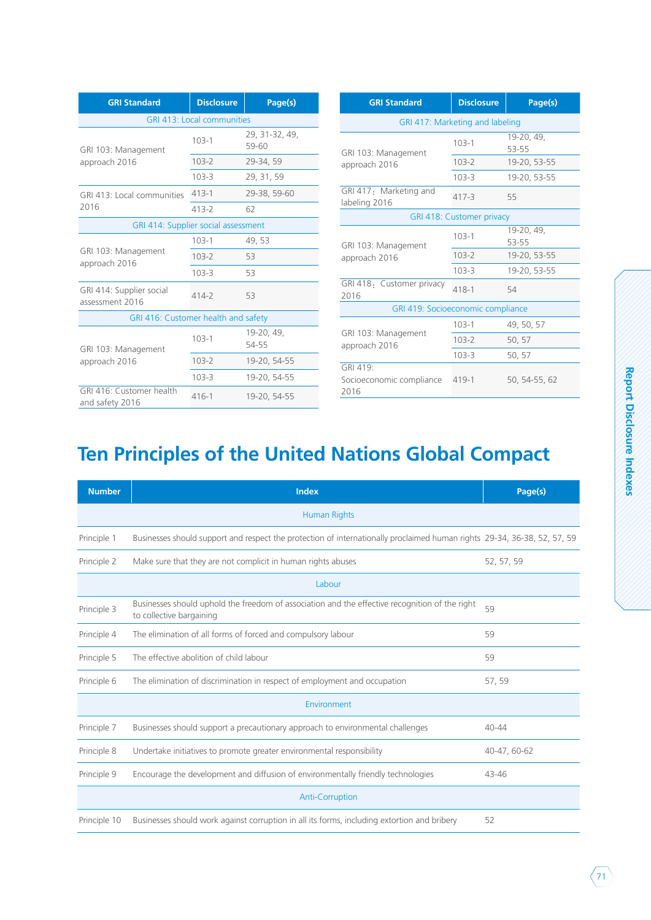| GRI Standard | Disclosure | Page(s) |
|---|---|---|
| GRI 413: Local communities | | |
| GRI 103: Management approach 2016 | 103-1 | 29, 31-32, 49, 59-60 |
| | 103-2 | 29-34, 59 |
| | 103-3 | 29, 31, 59 |
| GRI 413: Local communities 2016 | 413-1 | 29-38, 59-60 |
| | 413-2 | 62 |
| GRI 414: Supplier social assessment | | |
| GRI 103: Management approach 2016 | 103-1 | 49, 53 |
| | 103-2 | 53 |
| | 103-3 | 53 |
| GRI 414: Supplier social assessment 2016 | 414-2 | 53 |
| GRI 416: Customer health and safety | | |
| GRI 103: Management approach 2016 | 103-1 | 19-20, 49, 54-55 |
| | 103-2 | 19-20, 54-55 |
| | 103-3 | 19-20, 54-55 |
| GRI 416: Customer health and safety 2016 | 416-1 | 19-20, 54-55 |

| GRI Standard | Disclosure | Page(s) |
|---|---|---|
| GRI 417: Marketing and labeling | | |
| GRI 103: Management approach 2016 | 103-1 | 19-20, 49, 53-55 |
| | 103-2 | 19-20, 53-55 |
| | 103-3 | 19-20, 53-55 |
| GRI 417：Marketing and labeling 2016 | 417-3 | 55 |
| GRI 418: Customer privacy | | |
| GRI 103: Management approach 2016 | 103-1 | 19-20, 49, 53-55 |
| | 103-2 | 19-20, 53-55 |
| | 103-3 | 19-20, 53-55 |
| GRI 418：Customer privacy 2016 | 418-1 | 54 |
| GRI 419: Socioeconomic compliance | | |
| GRI 103: Management approach 2016 | 103-1 | 49, 50, 57 |
| | 103-2 | 50, 57 |
| | 103-3 | 50, 57 |
| GRI 419: Socioeconomic compliance 2016 | 419-1 | 50, 54-55, 62 |

# Ten Principles of the United Nations Global Compact

| Number | Index | Page(s) |
|---|---|---|
| | Human Rights | |
| Principle 1 | Businesses should support and respect the protection of internationally proclaimed human rights | 29-34, 36-38, 52, 57, 59 |
| Principle 2 | Make sure that they are not complicit in human rights abuses | 52, 57, 59 |
| | Labour | |
| Principle 3 | Businesses should uphold the freedom of association and the effective recognition of the right to collective bargaining | 59 |
| Principle 4 | The elimination of all forms of forced and compulsory labour | 59 |
| Principle 5 | The effective abolition of child labour | 59 |
| Principle 6 | The elimination of discrimination in respect of employment and occupation | 57, 59 |
| | Environment | |
| Principle 7 | Businesses should support a precautionary approach to environmental challenges | 40-44 |
| Principle 8 | Undertake initiatives to promote greater environmental responsibility | 40-47, 60-62 |
| Principle 9 | Encourage the development and diffusion of environmentally friendly technologies | 43-46 |
| | Anti-Corruption | |
| Principle 10 | Businesses should work against corruption in all its forms, including extortion and bribery | 52 |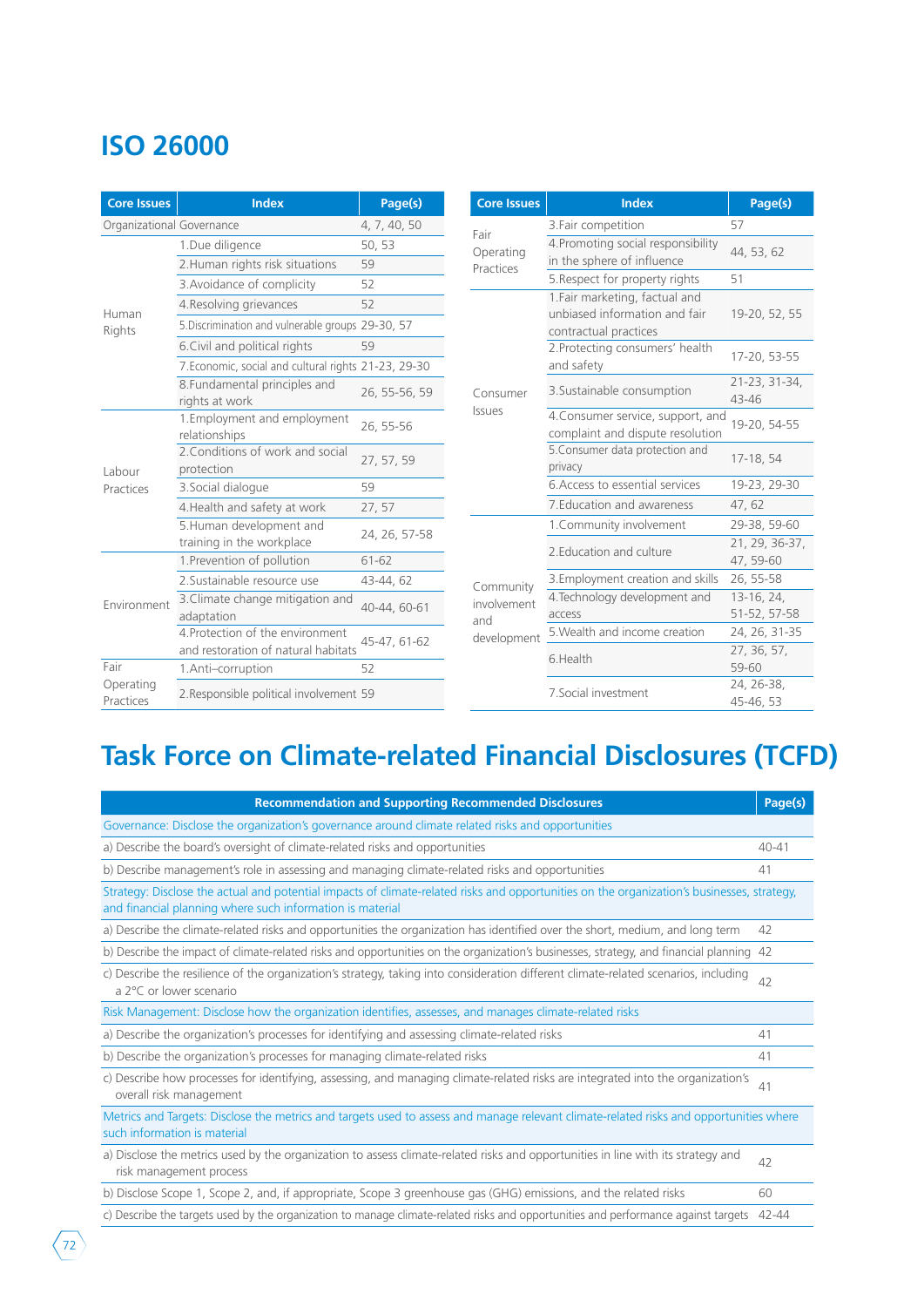# ISO 26000

| Core Issues | Index | Page(s) |
|---|---|---|
| Organizational Governance | | 4, 7, 40, 50 |
| Human Rights | 1.Due diligence | 50, 53 |
| | 2.Human rights risk situations | 59 |
| | 3.Avoidance of complicity | 52 |
| | 4.Resolving grievances | 52 |
| | 5.Discrimination and vulnerable groups | 29-30, 57 |
| | 6.Civil and political rights | 59 |
| | 7.Economic, social and cultural rights | 21-23, 29-30 |
| | 8.Fundamental principles and rights at work | 26, 55-56, 59 |
| Labour Practices | 1.Employment and employment relationships | 26, 55-56 |
| | 2.Conditions of work and social protection | 27, 57, 59 |
| | 3.Social dialogue | 59 |
| | 4.Health and safety at work | 27, 57 |
| | 5.Human development and training in the workplace | 24, 26, 57-58 |
| Environment | 1.Prevention of pollution | 61-62 |
| | 2.Sustainable resource use | 43-44, 62 |
| | 3.Climate change mitigation and adaptation | 40-44, 60-61 |
| | 4.Protection of the environment and restoration of natural habitats | 45-47, 61-62 |
| Fair Operating Practices | 1.Anti–corruption | 52 |
| | 2.Responsible political involvement | 59 |
| | 3.Fair competition | 57 |
| | 4.Promoting social responsibility in the sphere of influence | 44, 53, 62 |
| | 5.Respect for property rights | 51 |
| Consumer Issues | 1.Fair marketing, factual and unbiased information and fair contractual practices | 19-20, 52, 55 |
| | 2.Protecting consumers' health and safety | 17-20, 53-55 |
| | 3.Sustainable consumption | 21-23, 31-34, 43-46 |
| | 4.Consumer service, support, and complaint and dispute resolution | 19-20, 54-55 |
| | 5.Consumer data protection and privacy | 17-18, 54 |
| | 6.Access to essential services | 19-23, 29-30 |
| | 7.Education and awareness | 47, 62 |
| Community involvement and development | 1.Community involvement | 29-38, 59-60 |
| | 2.Education and culture | 21, 29, 36-37, 47, 59-60 |
| | 3.Employment creation and skills | 26, 55-58 |
| | 4.Technology development and access | 13-16, 24, 51-52, 57-58 |
| | 5.Wealth and income creation | 24, 26, 31-35 |
| | 6.Health | 27, 36, 57, 59-60 |
| | 7.Social investment | 24, 26-38, 45-46, 53 |

# Task Force on Climate-related Financial Disclosures (TCFD)

| Recommendation and Supporting Recommended Disclosures | Page(s) |
|---|---|
| Governance: Disclose the organization's governance around climate related risks and opportunities | |
| a) Describe the board's oversight of climate-related risks and opportunities | 40-41 |
| b) Describe management's role in assessing and managing climate-related risks and opportunities | 41 |
| Strategy: Disclose the actual and potential impacts of climate-related risks and opportunities on the organization's businesses, strategy, and financial planning where such information is material | |
| a) Describe the climate-related risks and opportunities the organization has identified over the short, medium, and long term | 42 |
| b) Describe the impact of climate-related risks and opportunities on the organization's businesses, strategy, and financial planning | 42 |
| c) Describe the resilience of the organization's strategy, taking into consideration different climate-related scenarios, including a 2°C or lower scenario | 42 |
| Risk Management: Disclose how the organization identifies, assesses, and manages climate-related risks | |
| a) Describe the organization's processes for identifying and assessing climate-related risks | 41 |
| b) Describe the organization's processes for managing climate-related risks | 41 |
| c) Describe how processes for identifying, assessing, and managing climate-related risks are integrated into the organization's overall risk management | 41 |
| Metrics and Targets: Disclose the metrics and targets used to assess and manage relevant climate-related risks and opportunities where such information is material | |
| a) Disclose the metrics used by the organization to assess climate-related risks and opportunities in line with its strategy and risk management process | 42 |
| b) Disclose Scope 1, Scope 2, and, if appropriate, Scope 3 greenhouse gas (GHG) emissions, and the related risks | 60 |
| c) Describe the targets used by the organization to manage climate-related risks and opportunities and performance against targets | 42-44 |